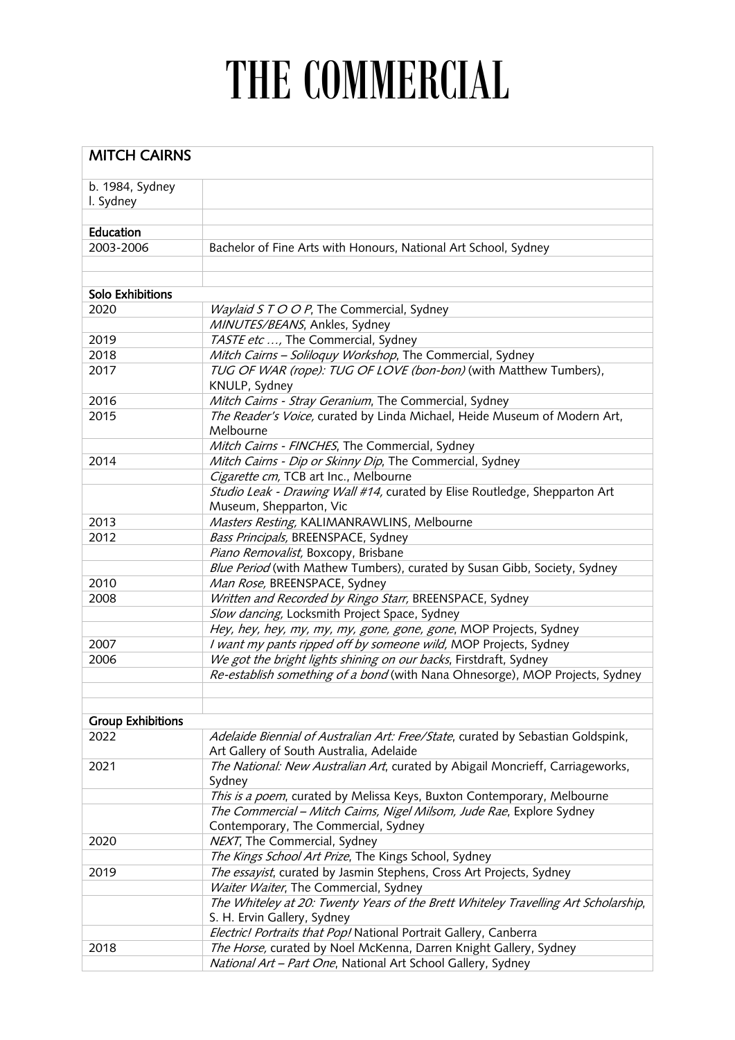# THE COMMERCIAL

| MITCH CAIRNS | |
|---|---|
| b. 1984, Sydney<br>l. Sydney | |
| | |
| **Education** | |
| 2003-2006 | Bachelor of Fine Arts with Honours, National Art School, Sydney |
| | |
| | |
| **Solo Exhibitions** | |
| 2020 | *Waylaid S T O O P*, The Commercial, Sydney |
| | *MINUTES/BEANS*, Ankles, Sydney |
| 2019 | *TASTE etc …*, The Commercial, Sydney |
| 2018 | *Mitch Cairns – Soliloquy Workshop*, The Commercial, Sydney |
| 2017 | *TUG OF WAR (rope): TUG OF LOVE (bon-bon)* (with Matthew Tumbers), KNULP, Sydney |
| 2016 | *Mitch Cairns - Stray Geranium*, The Commercial, Sydney |
| 2015 | *The Reader's Voice,* curated by Linda Michael, Heide Museum of Modern Art, Melbourne |
| | *Mitch Cairns - FINCHES*, The Commercial, Sydney |
| 2014 | *Mitch Cairns - Dip or Skinny Dip*, The Commercial, Sydney |
| | *Cigarette cm,* TCB art Inc., Melbourne |
| | *Studio Leak - Drawing Wall #14,* curated by Elise Routledge, Shepparton Art Museum, Shepparton, Vic |
| 2013 | *Masters Resting,* KALIMANRAWLINS, Melbourne |
| 2012 | *Bass Principals,* BREENSPACE, Sydney |
| | *Piano Removalist,* Boxcopy, Brisbane |
| | *Blue Period* (with Mathew Tumbers), curated by Susan Gibb, Society, Sydney |
| 2010 | *Man Rose,* BREENSPACE, Sydney |
| 2008 | *Written and Recorded by Ringo Starr,* BREENSPACE, Sydney |
| | *Slow dancing,* Locksmith Project Space, Sydney |
| | *Hey, hey, hey, my, my, my, gone, gone, gone*, MOP Projects, Sydney |
| 2007 | *I want my pants ripped off by someone wild,* MOP Projects, Sydney |
| 2006 | *We got the bright lights shining on our backs*, Firstdraft, Sydney |
| | *Re-establish something of a bond* (with Nana Ohnesorge), MOP Projects, Sydney |
| | |
| | |
| **Group Exhibitions** | |
| 2022 | *Adelaide Biennial of Australian Art: Free/State*, curated by Sebastian Goldspink, Art Gallery of South Australia, Adelaide |
| 2021 | *The National: New Australian Art*, curated by Abigail Moncrieff, Carriageworks, Sydney |
| | *This is a poem*, curated by Melissa Keys, Buxton Contemporary, Melbourne |
| | *The Commercial – Mitch Cairns, Nigel Milsom, Jude Rae*, Explore Sydney Contemporary, The Commercial, Sydney |
| 2020 | *NEXT*, The Commercial, Sydney |
| | *The Kings School Art Prize*, The Kings School, Sydney |
| 2019 | *The essayist*, curated by Jasmin Stephens, Cross Art Projects, Sydney |
| | *Waiter Waiter*, The Commercial, Sydney |
| | *The Whiteley at 20: Twenty Years of the Brett Whiteley Travelling Art Scholarship*, S. H. Ervin Gallery, Sydney |
| | *Electric! Portraits that Pop!* National Portrait Gallery, Canberra |
| 2018 | *The Horse,* curated by Noel McKenna, Darren Knight Gallery, Sydney |
| | *National Art – Part One*, National Art School Gallery, Sydney |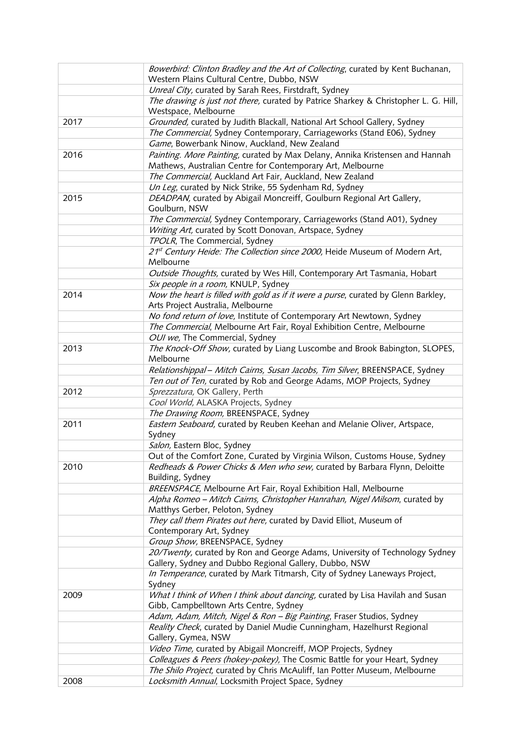| | |
|---|---|
| | *Bowerbird: Clinton Bradley and the Art of Collecting*, curated by Kent Buchanan, Western Plains Cultural Centre, Dubbo, NSW |
| | *Unreal City,* curated by Sarah Rees, Firstdraft, Sydney |
| | *The drawing is just not there,* curated by Patrice Sharkey & Christopher L. G. Hill, Westspace, Melbourne |
| 2017 | *Grounded,* curated by Judith Blackall, National Art School Gallery, Sydney |
| | *The Commercial,* Sydney Contemporary, Carriageworks (Stand E06), Sydney |
| | *Game*, Bowerbank Ninow, Auckland, New Zealand |
| 2016 | *Painting. More Painting,* curated by Max Delany, Annika Kristensen and Hannah Mathews, Australian Centre for Contemporary Art, Melbourne |
| | *The Commercial,* Auckland Art Fair, Auckland, New Zealand |
| | *Un Leg*, curated by Nick Strike, 55 Sydenham Rd, Sydney |
| 2015 | *DEADPAN,* curated by Abigail Moncreiff, Goulburn Regional Art Gallery, Goulburn, NSW |
| | *The Commercial,* Sydney Contemporary, Carriageworks (Stand A01), Sydney |
| | *Writing Art,* curated by Scott Donovan, Artspace, Sydney |
| | *TPOLR*, The Commercial, Sydney |
| | *21st Century Heide: The Collection since 2000,* Heide Museum of Modern Art, Melbourne |
| | *Outside Thoughts,* curated by Wes Hill, Contemporary Art Tasmania, Hobart |
| | *Six people in a room,* KNULP, Sydney |
| 2014 | *Now the heart is filled with gold as if it were a purse*, curated by Glenn Barkley, Arts Project Australia, Melbourne |
| | *No fond return of love,* Institute of Contemporary Art Newtown, Sydney |
| | *The Commercial*, Melbourne Art Fair, Royal Exhibition Centre, Melbourne |
| | *OUI we,* The Commercial, Sydney |
| 2013 | *The Knock-Off Show,* curated by Liang Luscombe and Brook Babington, SLOPES, Melbourne |
| | *Relationshippal – Mitch Cairns, Susan Jacobs, Tim Silver*, BREENSPACE, Sydney |
| | *Ten out of Ten,* curated by Rob and George Adams, MOP Projects, Sydney |
| 2012 | *Sprezzatura,* OK Gallery, Perth |
| | *Cool World,* ALASKA Projects, Sydney |
| | *The Drawing Room,* BREENSPACE, Sydney |
| 2011 | *Eastern Seaboard,* curated by Reuben Keehan and Melanie Oliver, Artspace, Sydney |
| | *Salon,* Eastern Bloc, Sydney |
| | Out of the Comfort Zone, Curated by Virginia Wilson, Customs House, Sydney |
| 2010 | *Redheads & Power Chicks & Men who sew,* curated by Barbara Flynn, Deloitte Building, Sydney |
| | *BREENSPACE,* Melbourne Art Fair, Royal Exhibition Hall, Melbourne |
| | *Alpha Romeo – Mitch Cairns, Christopher Hanrahan, Nigel Milsom*, curated by Matthys Gerber, Peloton, Sydney |
| | *They call them Pirates out here,* curated by David Elliot, Museum of Contemporary Art, Sydney |
| | *Group Show,* BREENSPACE, Sydney |
| | *20/Twenty,* curated by Ron and George Adams, University of Technology Sydney Gallery, Sydney and Dubbo Regional Gallery, Dubbo, NSW |
| | *In Temperance*, curated by Mark Titmarsh, City of Sydney Laneways Project, Sydney |
| 2009 | *What I think of When I think about dancing,* curated by Lisa Havilah and Susan Gibb, Campbelltown Arts Centre, Sydney |
| | *Adam, Adam, Mitch, Nigel & Ron – Big Painting*, Fraser Studios, Sydney |
| | *Reality Check*, curated by Daniel Mudie Cunningham, Hazelhurst Regional Gallery, Gymea, NSW |
| | *Video Time,* curated by Abigail Moncreiff, MOP Projects, Sydney |
| | *Colleagues & Peers (hokey-pokey),* The Cosmic Battle for your Heart, Sydney |
| | *The Shilo Project,* curated by Chris McAuliff, Ian Potter Museum, Melbourne |
| 2008 | *Locksmith Annual*, Locksmith Project Space, Sydney |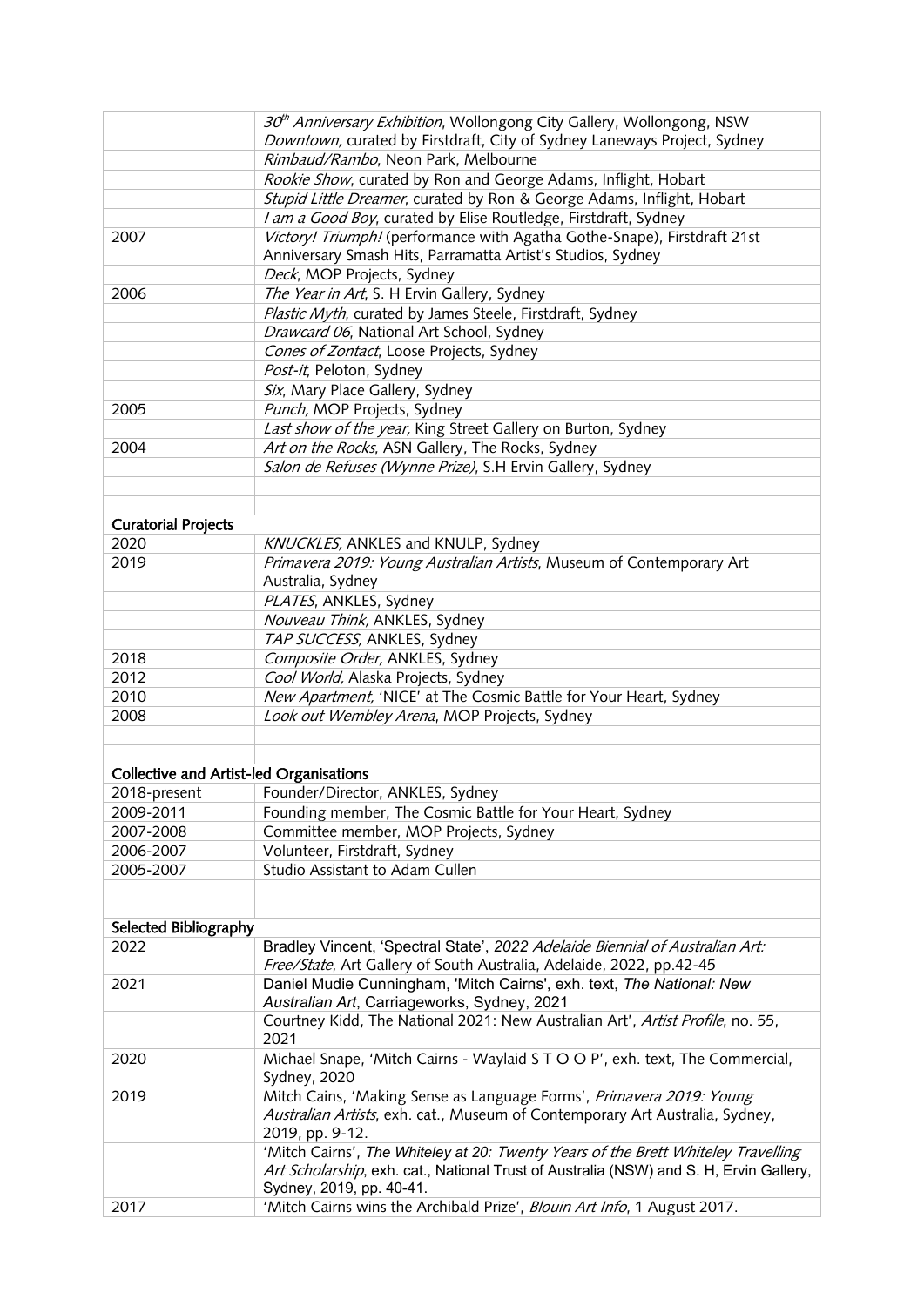| | |
|---|---|
| | *30th Anniversary Exhibition*, Wollongong City Gallery, Wollongong, NSW |
| | *Downtown,* curated by Firstdraft, City of Sydney Laneways Project, Sydney |
| | *Rimbaud/Rambo*, Neon Park, Melbourne |
| | *Rookie Show*, curated by Ron and George Adams, Inflight, Hobart |
| | *Stupid Little Dreamer*, curated by Ron & George Adams, Inflight, Hobart |
| | *I am a Good Boy*, curated by Elise Routledge, Firstdraft, Sydney |
| 2007 | *Victory! Triumph!* (performance with Agatha Gothe-Snape), Firstdraft 21st Anniversary Smash Hits, Parramatta Artist's Studios, Sydney |
| | *Deck*, MOP Projects, Sydney |
| 2006 | *The Year in Art*, S. H Ervin Gallery, Sydney |
| | *Plastic Myth*, curated by James Steele, Firstdraft, Sydney |
| | *Drawcard 06*, National Art School, Sydney |
| | *Cones of Zontact*, Loose Projects, Sydney |
| | *Post-it*, Peloton, Sydney |
| | *Six*, Mary Place Gallery, Sydney |
| 2005 | *Punch,* MOP Projects, Sydney |
| | *Last show of the year,* King Street Gallery on Burton, Sydney |
| 2004 | *Art on the Rocks*, ASN Gallery, The Rocks, Sydney |
| | *Salon de Refuses (Wynne Prize)*, S.H Ervin Gallery, Sydney |
| | |
| | |
| **Curatorial Projects** | |
| 2020 | *KNUCKLES,* ANKLES and KNULP, Sydney |
| 2019 | *Primavera 2019: Young Australian Artists*, Museum of Contemporary Art Australia, Sydney |
| | *PLATES*, ANKLES, Sydney |
| | *Nouveau Think,* ANKLES, Sydney |
| | *TAP SUCCESS,* ANKLES, Sydney |
| 2018 | *Composite Order,* ANKLES, Sydney |
| 2012 | *Cool World,* Alaska Projects, Sydney |
| 2010 | *New Apartment,* 'NICE' at The Cosmic Battle for Your Heart, Sydney |
| 2008 | *Look out Wembley Arena*, MOP Projects, Sydney |
| | |
| | |
| **Collective and Artist-led Organisations** | |
| 2018-present | Founder/Director, ANKLES, Sydney |
| 2009-2011 | Founding member, The Cosmic Battle for Your Heart, Sydney |
| 2007-2008 | Committee member, MOP Projects, Sydney |
| 2006-2007 | Volunteer, Firstdraft, Sydney |
| 2005-2007 | Studio Assistant to Adam Cullen |
| | |
| | |
| **Selected Bibliography** | |
| 2022 | Bradley Vincent, 'Spectral State', *2022 Adelaide Biennial of Australian Art: Free/State*, Art Gallery of South Australia, Adelaide, 2022, pp.42-45 |
| 2021 | Daniel Mudie Cunningham, 'Mitch Cairns', exh. text, *The National: New Australian Art*, Carriageworks, Sydney, 2021 |
| | Courtney Kidd, The National 2021: New Australian Art', *Artist Profile*, no. 55, 2021 |
| 2020 | Michael Snape, 'Mitch Cairns - Waylaid S T O O P', exh. text, The Commercial, Sydney, 2020 |
| 2019 | Mitch Cains, 'Making Sense as Language Forms', *Primavera 2019: Young Australian Artists*, exh. cat., Museum of Contemporary Art Australia, Sydney, 2019, pp. 9-12. |
| | 'Mitch Cairns', *The Whiteley at 20: Twenty Years of the Brett Whiteley Travelling Art Scholarship*, exh. cat., National Trust of Australia (NSW) and S. H, Ervin Gallery, Sydney, 2019, pp. 40-41. |
| 2017 | 'Mitch Cairns wins the Archibald Prize', *Blouin Art Info*, 1 August 2017. |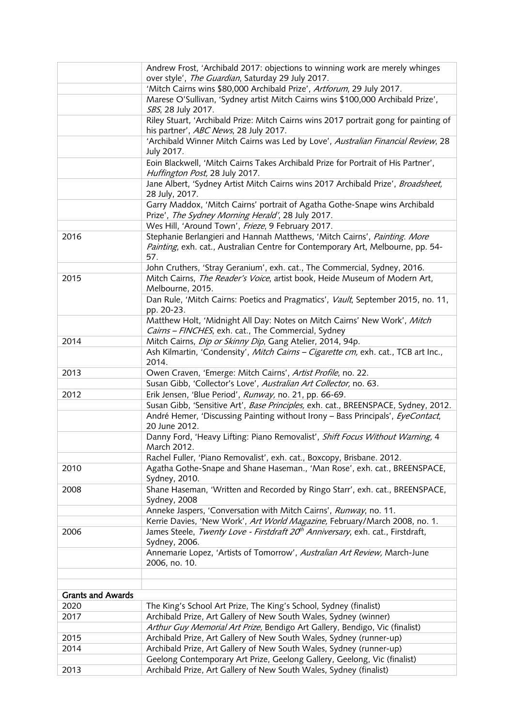| | |
|---|---|
| | Andrew Frost, 'Archibald 2017: objections to winning work are merely whinges over style', *The Guardian*, Saturday 29 July 2017. |
| | 'Mitch Cairns wins $80,000 Archibald Prize', *Artforum*, 29 July 2017. |
| | Marese O'Sullivan, 'Sydney artist Mitch Cairns wins $100,000 Archibald Prize', *SBS*, 28 July 2017. |
| | Riley Stuart, 'Archibald Prize: Mitch Cairns wins 2017 portrait gong for painting of his partner', *ABC News*, 28 July 2017. |
| | 'Archibald Winner Mitch Cairns was Led by Love', *Australian Financial Review*, 28 July 2017. |
| | Eoin Blackwell, 'Mitch Cairns Takes Archibald Prize for Portrait of His Partner', *Huffington Post*, 28 July 2017. |
| | Jane Albert, 'Sydney Artist Mitch Cairns wins 2017 Archibald Prize', *Broadsheet*, 28 July, 2017. |
| | Garry Maddox, 'Mitch Cairns' portrait of Agatha Gothe-Snape wins Archibald Prize', *The Sydney Morning Herald'*, 28 July 2017. |
| | Wes Hill, 'Around Town', *Frieze*, 9 February 2017. |
| 2016 | Stephanie Berlangieri and Hannah Matthews, 'Mitch Cairns', *Painting. More Painting*, exh. cat., Australian Centre for Contemporary Art, Melbourne, pp. 54-57. |
| | John Cruthers, 'Stray Geranium', exh. cat., The Commercial, Sydney, 2016. |
| 2015 | Mitch Cairns, *The Reader's Voice*, artist book, Heide Museum of Modern Art, Melbourne, 2015. |
| | Dan Rule, 'Mitch Cairns: Poetics and Pragmatics', *Vault*, September 2015, no. 11, pp. 20-23. |
| | Matthew Holt, 'Midnight All Day: Notes on Mitch Cairns' New Work', *Mitch Cairns – FINCHES*, exh. cat., The Commercial, Sydney |
| 2014 | Mitch Cairns, *Dip or Skinny Dip*, Gang Atelier, 2014, 94p. |
| | Ash Kilmartin, 'Condensity', *Mitch Cairns – Cigarette cm*, exh. cat., TCB art Inc., 2014. |
| 2013 | Owen Craven, 'Emerge: Mitch Cairns', *Artist Profile*, no. 22. |
| | Susan Gibb, 'Collector's Love', *Australian Art Collector*, no. 63. |
| 2012 | Erik Jensen, 'Blue Period', *Runway*, no. 21, pp. 66-69. |
| | Susan Gibb, 'Sensitive Art', *Base Principles*, exh. cat., BREENSPACE, Sydney, 2012. |
| | André Hemer, 'Discussing Painting without Irony – Bass Principals', *EyeContact*, 20 June 2012. |
| | Danny Ford, 'Heavy Lifting: Piano Removalist', *Shift Focus Without Warning*, 4 March 2012. |
| | Rachel Fuller, 'Piano Removalist', exh. cat., Boxcopy, Brisbane. 2012. |
| 2010 | Agatha Gothe-Snape and Shane Haseman., 'Man Rose', exh. cat., BREENSPACE, Sydney, 2010. |
| 2008 | Shane Haseman, 'Written and Recorded by Ringo Starr', exh. cat., BREENSPACE, Sydney, 2008 |
| | Anneke Jaspers, 'Conversation with Mitch Cairns', *Runway*, no. 11. |
| | Kerrie Davies, 'New Work', *Art World Magazine*, February/March 2008, no. 1. |
| 2006 | James Steele, *Twenty Love - Firstdraft 20th Anniversary*, exh. cat., Firstdraft, Sydney, 2006. |
| | Annemarie Lopez, 'Artists of Tomorrow', *Australian Art Review*, March-June 2006, no. 10. |
| | |
| | |
| **Grants and Awards** | |
| 2020 | The King's School Art Prize, The King's School, Sydney (finalist) |
| 2017 | Archibald Prize, Art Gallery of New South Wales, Sydney (winner) |
| | *Arthur Guy Memorial Art Prize*, Bendigo Art Gallery, Bendigo, Vic (finalist) |
| 2015 | Archibald Prize, Art Gallery of New South Wales, Sydney (runner-up) |
| 2014 | Archibald Prize, Art Gallery of New South Wales, Sydney (runner-up) |
| | Geelong Contemporary Art Prize, Geelong Gallery, Geelong, Vic (finalist) |
| 2013 | Archibald Prize, Art Gallery of New South Wales, Sydney (finalist) |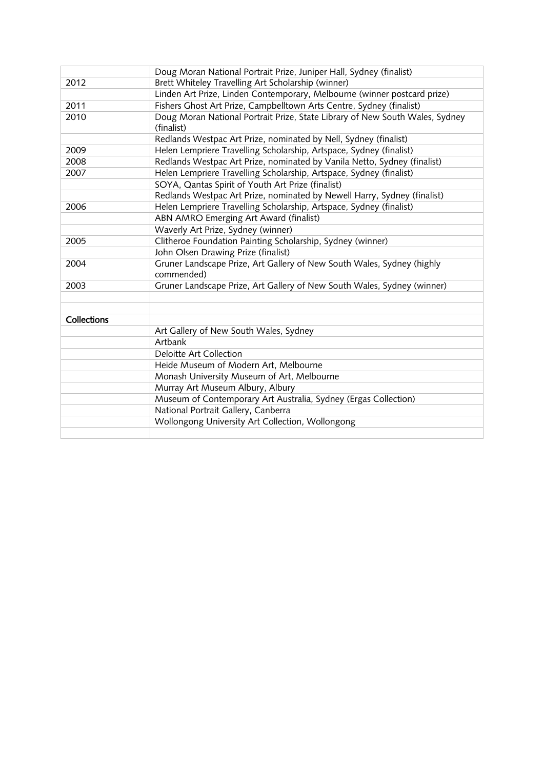| | |
|---|---|
| | Doug Moran National Portrait Prize, Juniper Hall, Sydney (finalist) |
| 2012 | Brett Whiteley Travelling Art Scholarship (winner) |
| | Linden Art Prize, Linden Contemporary, Melbourne (winner postcard prize) |
| 2011 | Fishers Ghost Art Prize, Campbelltown Arts Centre, Sydney (finalist) |
| 2010 | Doug Moran National Portrait Prize, State Library of New South Wales, Sydney (finalist) |
| | Redlands Westpac Art Prize, nominated by Nell, Sydney (finalist) |
| 2009 | Helen Lempriere Travelling Scholarship, Artspace, Sydney (finalist) |
| 2008 | Redlands Westpac Art Prize, nominated by Vanila Netto, Sydney (finalist) |
| 2007 | Helen Lempriere Travelling Scholarship, Artspace, Sydney (finalist) |
| | SOYA, Qantas Spirit of Youth Art Prize (finalist) |
| | Redlands Westpac Art Prize, nominated by Newell Harry, Sydney (finalist) |
| 2006 | Helen Lempriere Travelling Scholarship, Artspace, Sydney (finalist) |
| | ABN AMRO Emerging Art Award (finalist) |
| | Waverly Art Prize, Sydney (winner) |
| 2005 | Clitheroe Foundation Painting Scholarship, Sydney (winner) |
| | John Olsen Drawing Prize (finalist) |
| 2004 | Gruner Landscape Prize, Art Gallery of New South Wales, Sydney (highly commended) |
| 2003 | Gruner Landscape Prize, Art Gallery of New South Wales, Sydney (winner) |
| | |
| | |
| **Collections** | |
| | Art Gallery of New South Wales, Sydney |
| | Artbank |
| | Deloitte Art Collection |
| | Heide Museum of Modern Art, Melbourne |
| | Monash University Museum of Art, Melbourne |
| | Murray Art Museum Albury, Albury |
| | Museum of Contemporary Art Australia, Sydney (Ergas Collection) |
| | National Portrait Gallery, Canberra |
| | Wollongong University Art Collection, Wollongong |
| | |